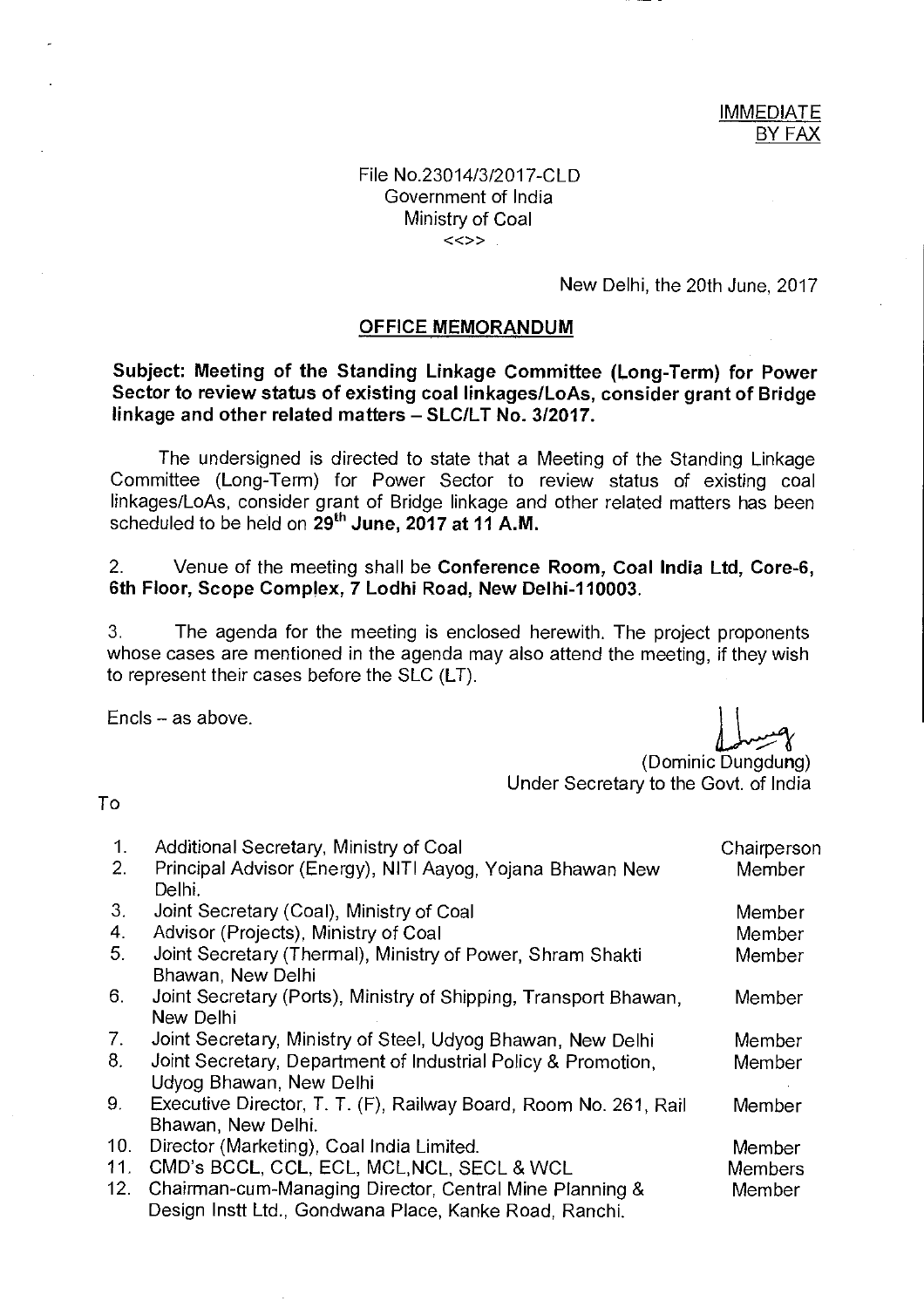IMMEDIATE
BY FAX

File No.23014/3/2017-CLD
Government of India
Ministry of Coal
<<>>

New Delhi, the 20th June, 2017

## OFFICE MEMORANDUM

**Subject: Meeting of the Standing Linkage Committee (Long-Term) for Power Sector to review status of existing coal linkages/LoAs, consider grant of Bridge linkage and other related matters – SLC/LT No. 3/2017.**

The undersigned is directed to state that a Meeting of the Standing Linkage Committee (Long-Term) for Power Sector to review status of existing coal linkages/LoAs, consider grant of Bridge linkage and other related matters has been scheduled to be held on **29th June, 2017 at 11 A.M.**

2. Venue of the meeting shall be **Conference Room, Coal India Ltd, Core-6, 6th Floor, Scope Complex, 7 Lodhi Road, New Delhi-110003.**

3. The agenda for the meeting is enclosed herewith. The project proponents whose cases are mentioned in the agenda may also attend the meeting, if they wish to represent their cases before the SLC (LT).

Encls – as above.

(Dominic Dungdung)
Under Secretary to the Govt. of India

To

| No. | Addressee | Role |
|---|---|---|
| 1. | Additional Secretary, Ministry of Coal | Chairperson |
| 2. | Principal Advisor (Energy), NITI Aayog, Yojana Bhawan New Delhi. | Member |
| 3. | Joint Secretary (Coal), Ministry of Coal | Member |
| 4. | Advisor (Projects), Ministry of Coal | Member |
| 5. | Joint Secretary (Thermal), Ministry of Power, Shram Shakti Bhawan, New Delhi | Member |
| 6. | Joint Secretary (Ports), Ministry of Shipping, Transport Bhawan, New Delhi | Member |
| 7. | Joint Secretary, Ministry of Steel, Udyog Bhawan, New Delhi | Member |
| 8. | Joint Secretary, Department of Industrial Policy & Promotion, Udyog Bhawan, New Delhi | Member |
| 9. | Executive Director, T. T. (F), Railway Board, Room No. 261, Rail Bhawan, New Delhi. | Member |
| 10. | Director (Marketing), Coal India Limited. | Member |
| 11. | CMD's BCCL, CCL, ECL, MCL,NCL, SECL & WCL | Members |
| 12. | Chairman-cum-Managing Director, Central Mine Planning & Design Instt Ltd., Gondwana Place, Kanke Road, Ranchi. | Member |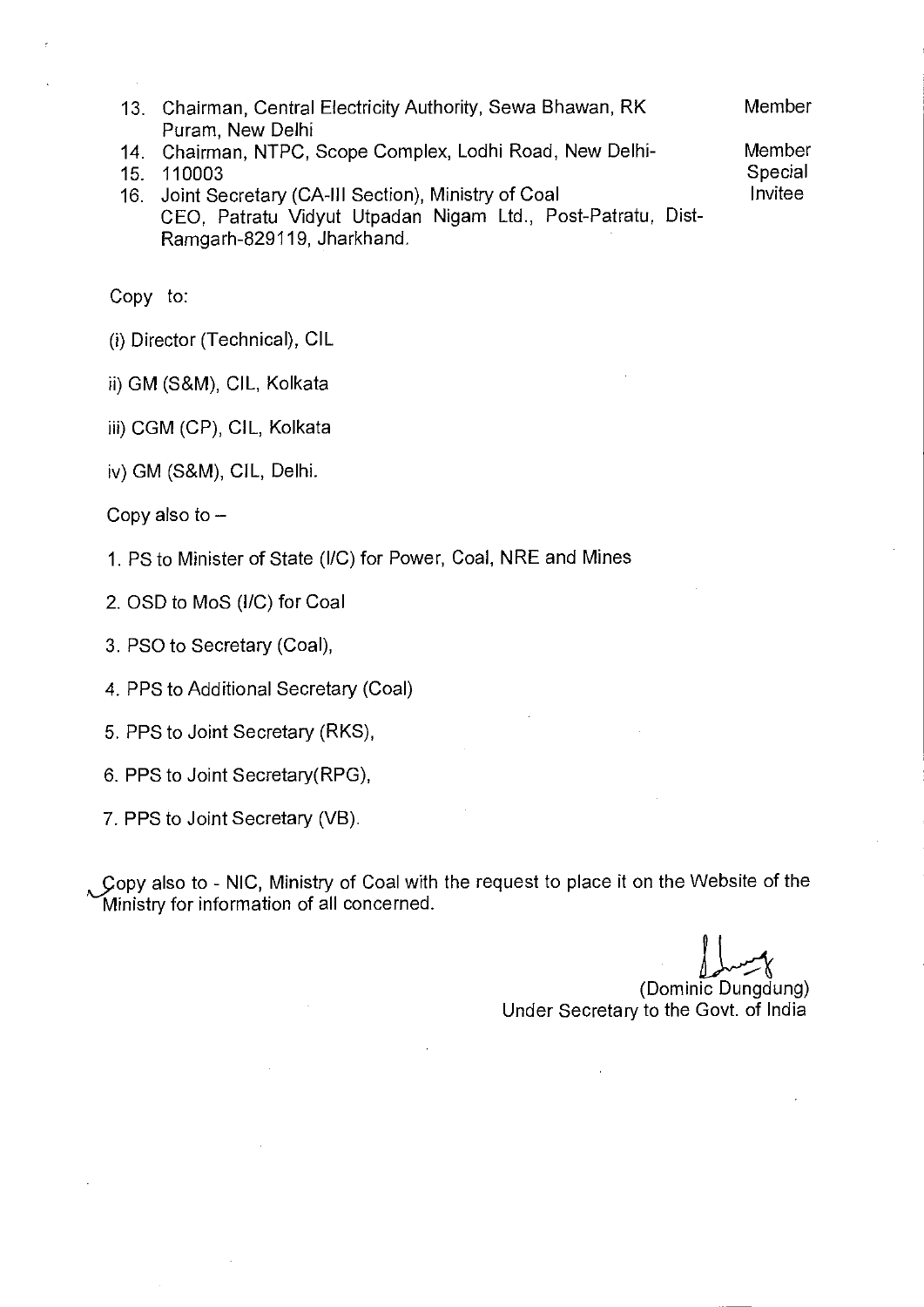13. Chairman, Central Electricity Authority, Sewa Bhawan, RK Puram, New Delhi — Member
14. Chairman, NTPC, Scope Complex, Lodhi Road, New Delhi-
15. 110003 — Member
16. Joint Secretary (CA-III Section), Ministry of Coal — Special Invitee

    CEO, Patratu Vidyut Utpadan Nigam Ltd., Post-Patratu, Dist-Ramgarh-829119, Jharkhand.

Copy to:

(i) Director (Technical), CIL

ii) GM (S&M), CIL, Kolkata

iii) CGM (CP), CIL, Kolkata

iv) GM (S&M), CIL, Delhi.

Copy also to –

1. PS to Minister of State (I/C) for Power, Coal, NRE and Mines
2. OSD to MoS (I/C) for Coal
3. PSO to Secretary (Coal),
4. PPS to Additional Secretary (Coal)
5. PPS to Joint Secretary (RKS),
6. PPS to Joint Secretary(RPG),
7. PPS to Joint Secretary (VB).

Copy also to - NIC, Ministry of Coal with the request to place it on the Website of the Ministry for information of all concerned.

(Dominic Dungdung)
Under Secretary to the Govt. of India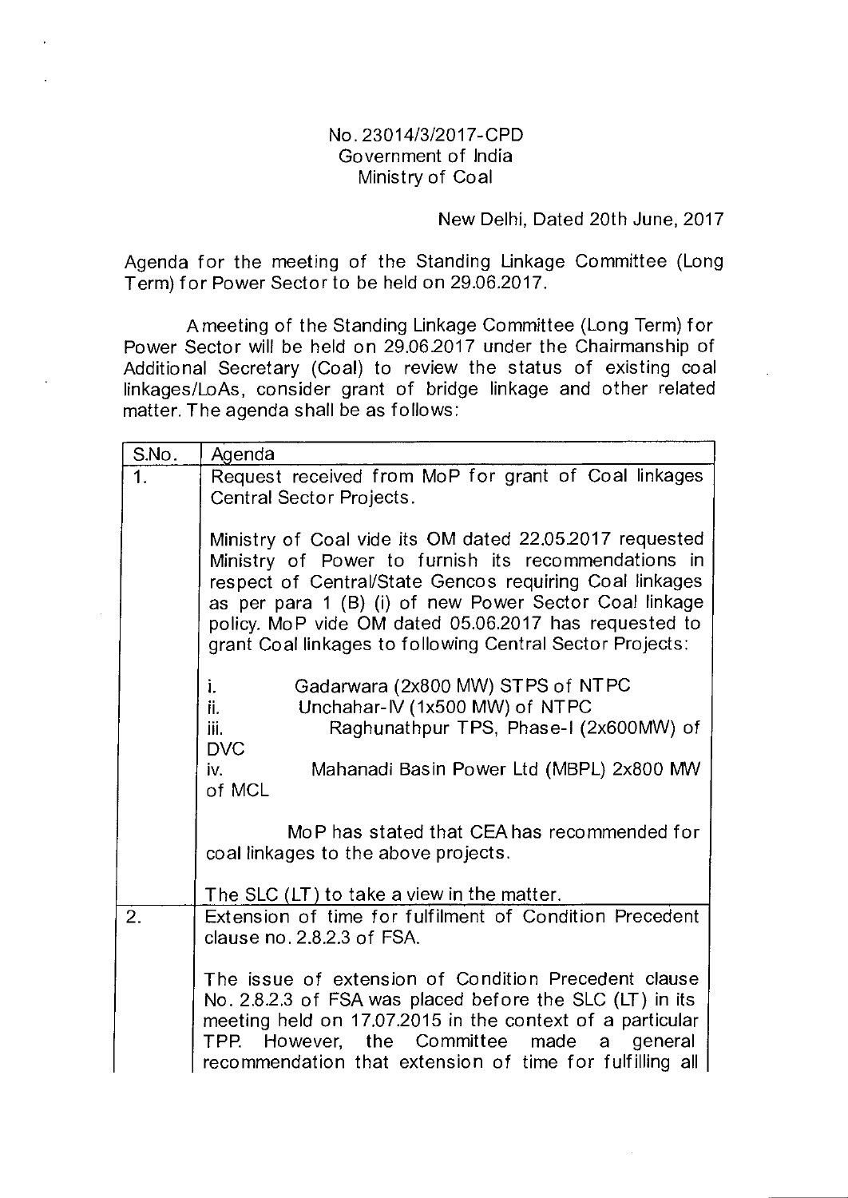No. 23014/3/2017-CPD
Government of India
Ministry of Coal

New Delhi, Dated 20th June, 2017

Agenda for the meeting of the Standing Linkage Committee (Long Term) for Power Sector to be held on 29.06.2017.

A meeting of the Standing Linkage Committee (Long Term) for Power Sector will be held on 29.06.2017 under the Chairmanship of Additional Secretary (Coal) to review the status of existing coal linkages/LoAs, consider grant of bridge linkage and other related matter. The agenda shall be as follows:

| S.No. | Agenda |
|---|---|
| 1. | Request received from MoP for grant of Coal linkages Central Sector Projects.<br><br>Ministry of Coal vide its OM dated 22.05.2017 requested Ministry of Power to furnish its recommendations in respect of Central/State Gencos requiring Coal linkages as per para 1 (B) (i) of new Power Sector Coal linkage policy. MoP vide OM dated 05.06.2017 has requested to grant Coal linkages to following Central Sector Projects:<br><br>i. Gadarwara (2x800 MW) STPS of NTPC<br>ii. Unchahar-IV (1x500 MW) of NTPC<br>iii. Raghunathpur TPS, Phase-I (2x600MW) of DVC<br>iv. Mahanadi Basin Power Ltd (MBPL) 2x800 MW of MCL<br><br>MoP has stated that CEA has recommended for coal linkages to the above projects.<br><br>The SLC (LT) to take a view in the matter. |
| 2. | Extension of time for fulfilment of Condition Precedent clause no. 2.8.2.3 of FSA.<br><br>The issue of extension of Condition Precedent clause No. 2.8.2.3 of FSA was placed before the SLC (LT) in its meeting held on 17.07.2015 in the context of a particular TPP. However, the Committee made a general recommendation that extension of time for fulfilling all |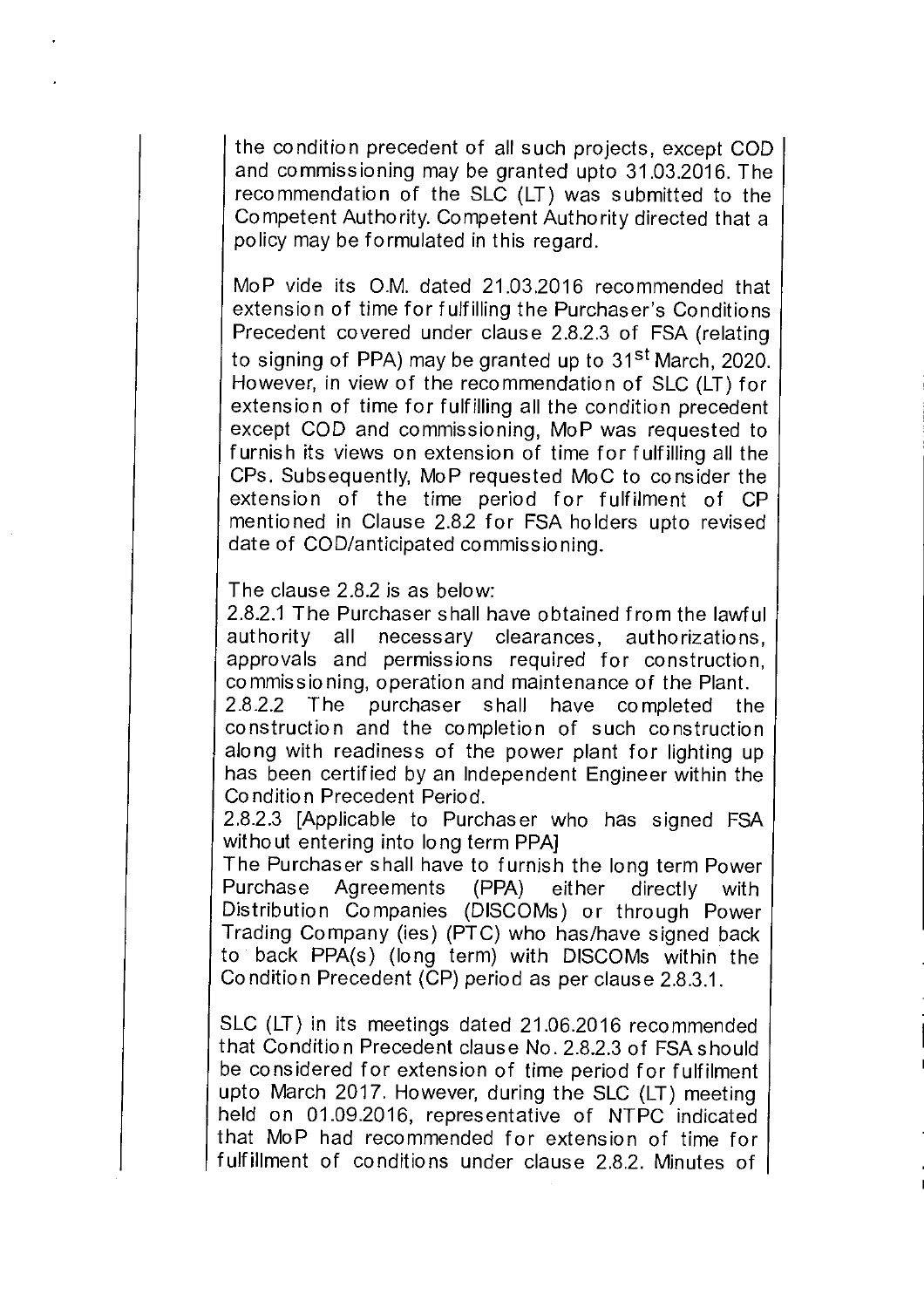the condition precedent of all such projects, except COD and commissioning may be granted upto 31.03.2016. The recommendation of the SLC (LT) was submitted to the Competent Authority. Competent Authority directed that a policy may be formulated in this regard.

MoP vide its O.M. dated 21.03.2016 recommended that extension of time for fulfilling the Purchaser's Conditions Precedent covered under clause 2.8.2.3 of FSA (relating to signing of PPA) may be granted up to 31st March, 2020. However, in view of the recommendation of SLC (LT) for extension of time for fulfilling all the condition precedent except COD and commissioning, MoP was requested to furnish its views on extension of time for fulfilling all the CPs. Subsequently, MoP requested MoC to consider the extension of the time period for fulfilment of CP mentioned in Clause 2.8.2 for FSA holders upto revised date of COD/anticipated commissioning.

The clause 2.8.2 is as below:

2.8.2.1 The Purchaser shall have obtained from the lawful authority all necessary clearances, authorizations, approvals and permissions required for construction, commissioning, operation and maintenance of the Plant.

2.8.2.2 The purchaser shall have completed the construction and the completion of such construction along with readiness of the power plant for lighting up has been certified by an Independent Engineer within the Condition Precedent Period.

2.8.2.3 [Applicable to Purchaser who has signed FSA without entering into long term PPA]

The Purchaser shall have to furnish the long term Power Purchase Agreements (PPA) either directly with Distribution Companies (DISCOMs) or through Power Trading Company (ies) (PTC) who has/have signed back to back PPA(s) (long term) with DISCOMs within the Condition Precedent (CP) period as per clause 2.8.3.1.

SLC (LT) in its meetings dated 21.06.2016 recommended that Condition Precedent clause No. 2.8.2.3 of FSA should be considered for extension of time period for fulfilment upto March 2017. However, during the SLC (LT) meeting held on 01.09.2016, representative of NTPC indicated that MoP had recommended for extension of time for fulfillment of conditions under clause 2.8.2. Minutes of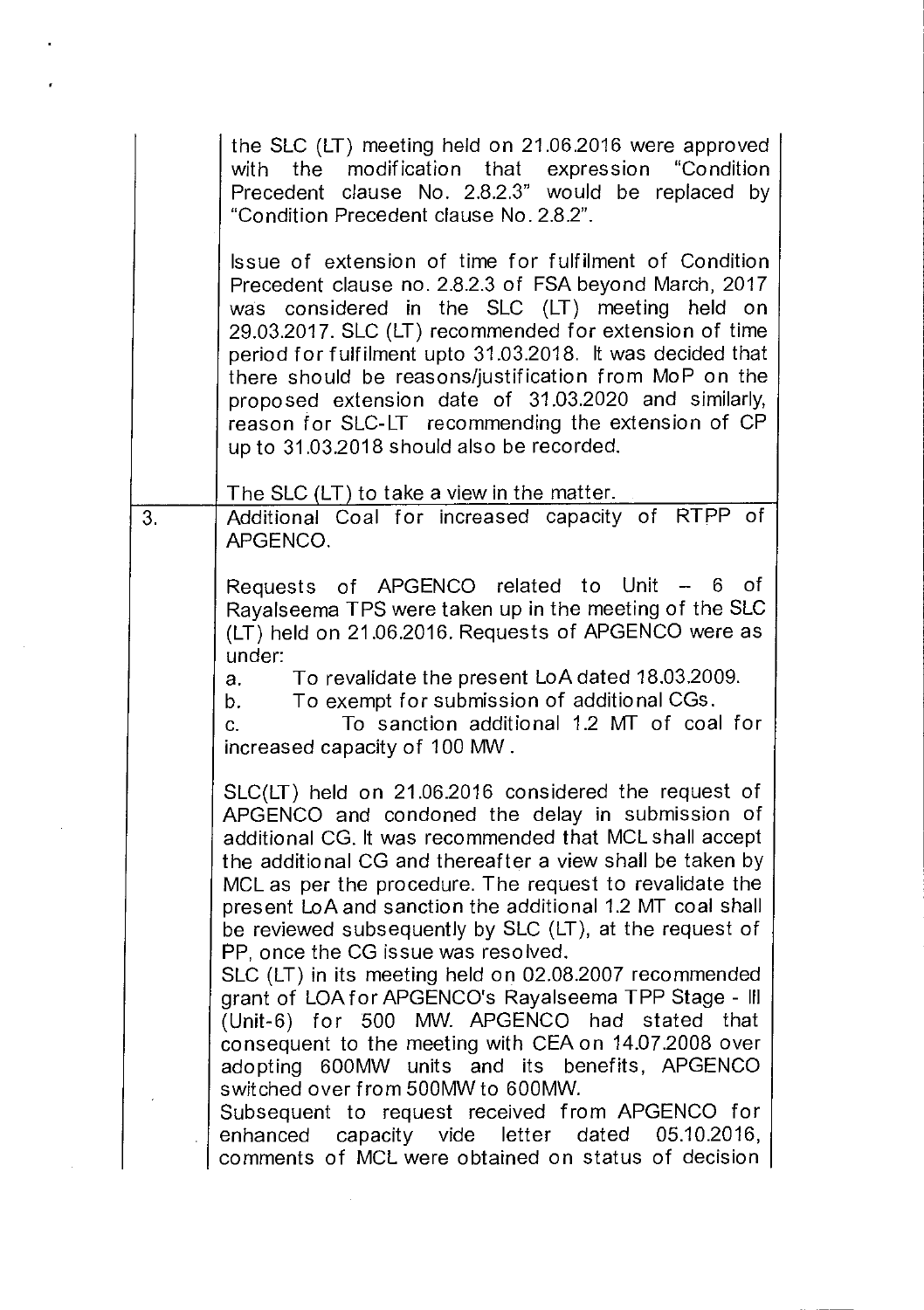| | |
|---|---|
| | the SLC (LT) meeting held on 21.06.2016 were approved with the modification that expression "Condition Precedent clause No. 2.8.2.3" would be replaced by "Condition Precedent clause No. 2.8.2".<br><br>Issue of extension of time for fulfilment of Condition Precedent clause no. 2.8.2.3 of FSA beyond March, 2017 was considered in the SLC (LT) meeting held on 29.03.2017. SLC (LT) recommended for extension of time period for fulfilment upto 31.03.2018. It was decided that there should be reasons/justification from MoP on the proposed extension date of 31.03.2020 and similarly, reason for SLC-LT recommending the extension of CP up to 31.03.2018 should also be recorded.<br><br>The SLC (LT) to take a view in the matter. |
| 3. | Additional Coal for increased capacity of RTPP of APGENCO.<br><br>Requests of APGENCO related to Unit – 6 of Rayalseema TPS were taken up in the meeting of the SLC (LT) held on 21.06.2016. Requests of APGENCO were as under:<br>a. To revalidate the present LoA dated 18.03.2009.<br>b. To exempt for submission of additional CGs.<br>c. To sanction additional 1.2 MT of coal for increased capacity of 100 MW.<br><br>SLC(LT) held on 21.06.2016 considered the request of APGENCO and condoned the delay in submission of additional CG. It was recommended that MCL shall accept the additional CG and thereafter a view shall be taken by MCL as per the procedure. The request to revalidate the present LoA and sanction the additional 1.2 MT coal shall be reviewed subsequently by SLC (LT), at the request of PP, once the CG issue was resolved.<br>SLC (LT) in its meeting held on 02.08.2007 recommended grant of LOA for APGENCO's Rayalseema TPP Stage - III (Unit-6) for 500 MW. APGENCO had stated that consequent to the meeting with CEA on 14.07.2008 over adopting 600MW units and its benefits, APGENCO switched over from 500MW to 600MW.<br>Subsequent to request received from APGENCO for enhanced capacity vide letter dated 05.10.2016, comments of MCL were obtained on status of decision |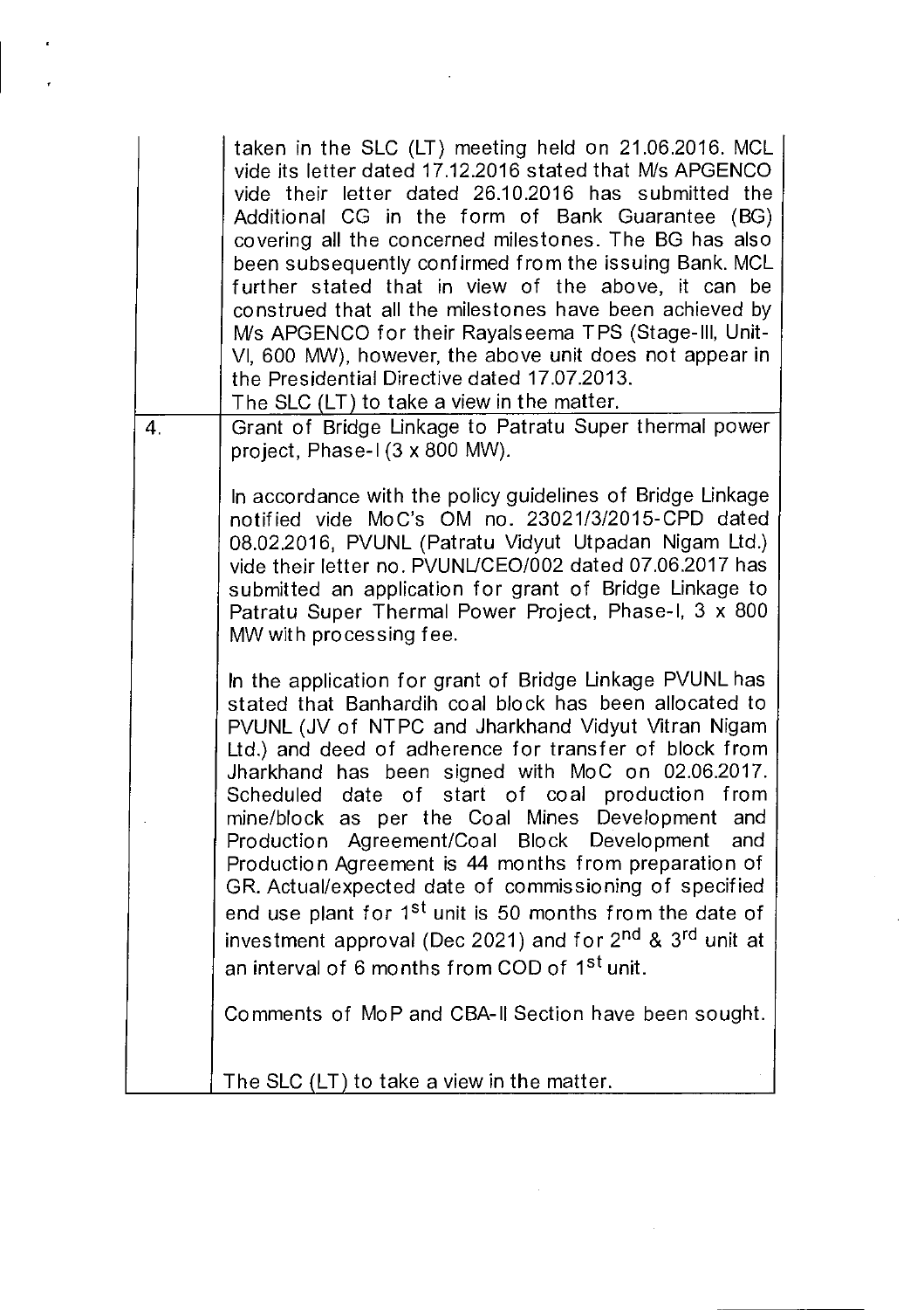| | |
|---|---|
| | taken in the SLC (LT) meeting held on 21.06.2016. MCL vide its letter dated 17.12.2016 stated that M/s APGENCO vide their letter dated 26.10.2016 has submitted the Additional CG in the form of Bank Guarantee (BG) covering all the concerned milestones. The BG has also been subsequently confirmed from the issuing Bank. MCL further stated that in view of the above, it can be construed that all the milestones have been achieved by M/s APGENCO for their Rayalseema TPS (Stage-III, Unit-VI, 600 MW), however, the above unit does not appear in the Presidential Directive dated 17.07.2013.<br>The SLC (LT) to take a view in the matter. |
| 4. | Grant of Bridge Linkage to Patratu Super thermal power project, Phase-I (3 x 800 MW).<br><br>In accordance with the policy guidelines of Bridge Linkage notified vide MoC's OM no. 23021/3/2015-CPD dated 08.02.2016, PVUNL (Patratu Vidyut Utpadan Nigam Ltd.) vide their letter no. PVUNL/CEO/002 dated 07.06.2017 has submitted an application for grant of Bridge Linkage to Patratu Super Thermal Power Project, Phase-I, 3 x 800 MW with processing fee.<br><br>In the application for grant of Bridge Linkage PVUNL has stated that Banhardih coal block has been allocated to PVUNL (JV of NTPC and Jharkhand Vidyut Vitran Nigam Ltd.) and deed of adherence for transfer of block from Jharkhand has been signed with MoC on 02.06.2017. Scheduled date of start of coal production from mine/block as per the Coal Mines Development and Production Agreement/Coal Block Development and Production Agreement is 44 months from preparation of GR. Actual/expected date of commissioning of specified end use plant for 1st unit is 50 months from the date of investment approval (Dec 2021) and for 2nd & 3rd unit at an interval of 6 months from COD of 1st unit.<br><br>Comments of MoP and CBA-II Section have been sought.<br><br>The SLC (LT) to take a view in the matter. |